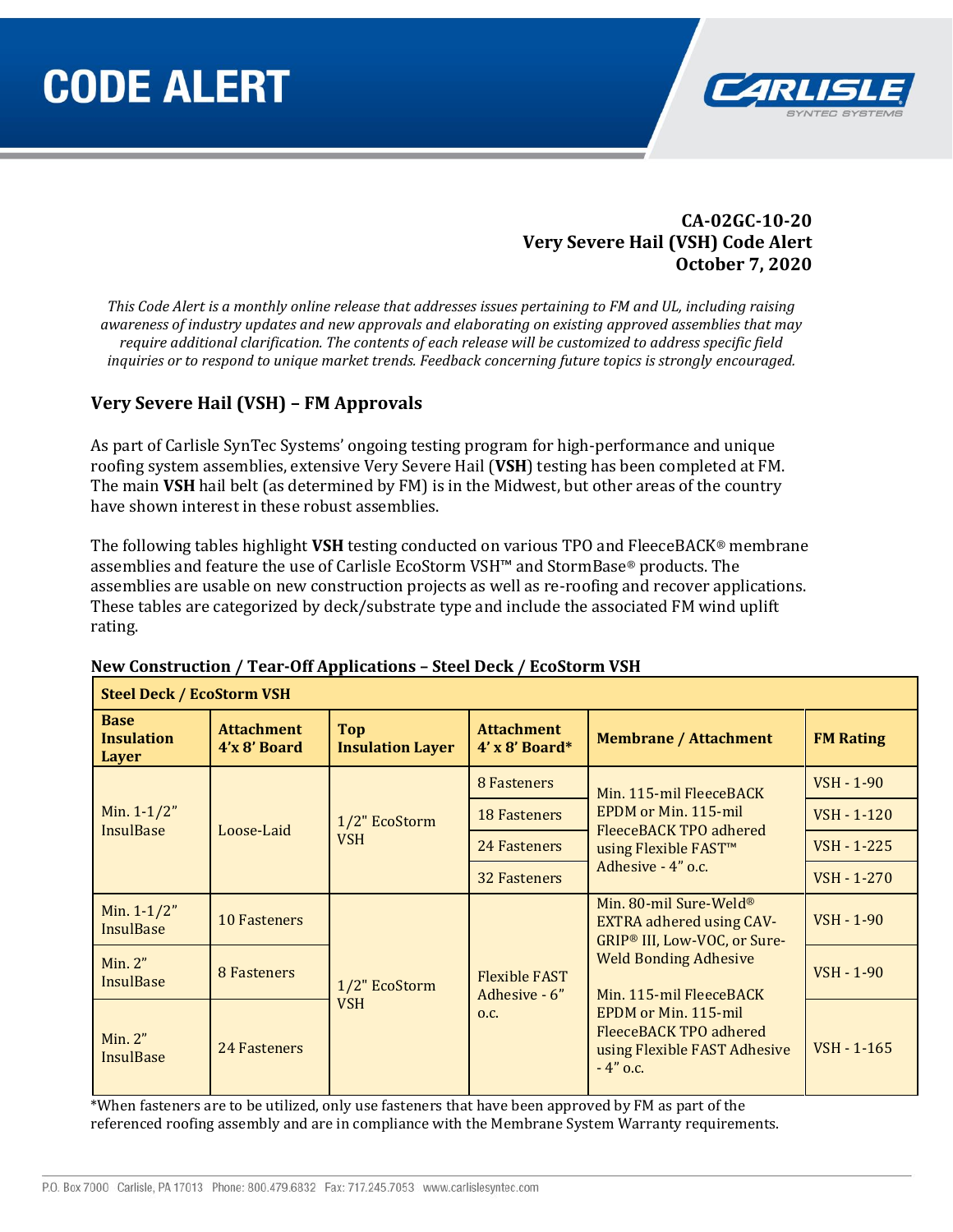# CODE ALERT

**CA-02GC-10-20**
**Very Severe Hail (VSH) Code Alert**
**October 7, 2020**

*This Code Alert is a monthly online release that addresses issues pertaining to FM and UL, including raising awareness of industry updates and new approvals and elaborating on existing approved assemblies that may require additional clarification. The contents of each release will be customized to address specific field inquiries or to respond to unique market trends. Feedback concerning future topics is strongly encouraged.*

## Very Severe Hail (VSH) – FM Approvals

As part of Carlisle SynTec Systems' ongoing testing program for high-performance and unique roofing system assemblies, extensive Very Severe Hail (**VSH**) testing has been completed at FM. The main **VSH** hail belt (as determined by FM) is in the Midwest, but other areas of the country have shown interest in these robust assemblies.

The following tables highlight **VSH** testing conducted on various TPO and FleeceBACK® membrane assemblies and feature the use of Carlisle EcoStorm VSH™ and StormBase® products. The assemblies are usable on new construction projects as well as re-roofing and recover applications. These tables are categorized by deck/substrate type and include the associated FM wind uplift rating.

**New Construction / Tear-Off Applications – Steel Deck / EcoStorm VSH**

| **Steel Deck / EcoStorm VSH** | | | | | |
|---|---|---|---|---|---|
| **Base Insulation Layer** | **Attachment 4'x 8' Board** | **Top Insulation Layer** | **Attachment 4' x 8' Board*** | **Membrane / Attachment** | **FM Rating** |
| Min. 1-1/2" InsulBase | Loose-Laid | 1/2" EcoStorm VSH | 8 Fasteners | Min. 115-mil FleeceBACK EPDM or Min. 115-mil FleeceBACK TPO adhered using Flexible FAST™ Adhesive - 4" o.c. | VSH - 1-90 |
| | | | 18 Fasteners | | VSH - 1-120 |
| | | | 24 Fasteners | | VSH - 1-225 |
| | | | 32 Fasteners | | VSH - 1-270 |
| Min. 1-1/2" InsulBase | 10 Fasteners | 1/2" EcoStorm VSH | Flexible FAST Adhesive - 6" o.c. | Min. 80-mil Sure-Weld® EXTRA adhered using CAV-GRIP® III, Low-VOC, or Sure-Weld Bonding Adhesive<br><br>Min. 115-mil FleeceBACK EPDM or Min. 115-mil FleeceBACK TPO adhered using Flexible FAST Adhesive - 4" o.c. | VSH - 1-90 |
| Min. 2" InsulBase | 8 Fasteners | | | | VSH - 1-90 |
| Min. 2" InsulBase | 24 Fasteners | | | | VSH - 1-165 |

*When fasteners are to be utilized, only use fasteners that have been approved by FM as part of the referenced roofing assembly and are in compliance with the Membrane System Warranty requirements.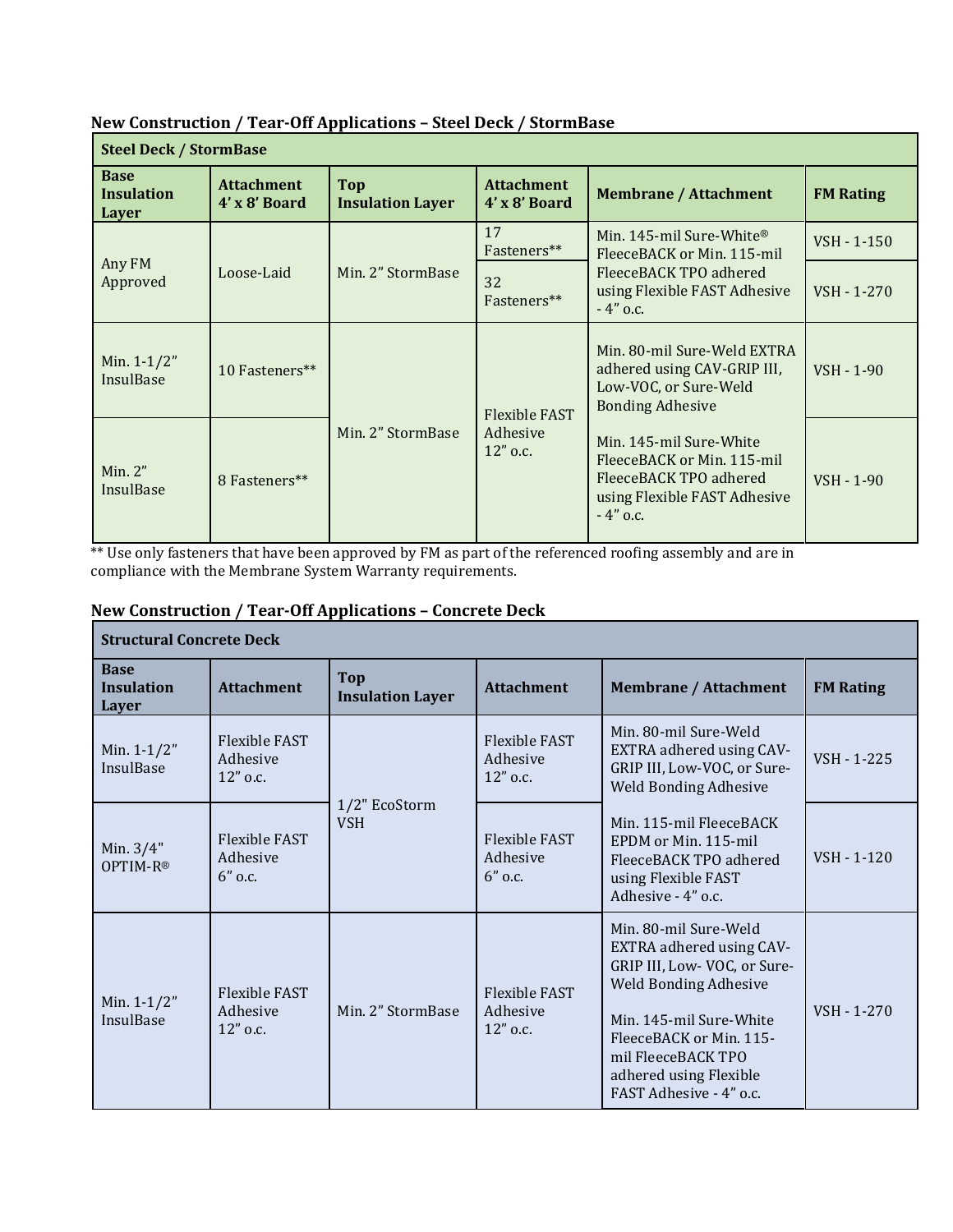## New Construction / Tear-Off Applications – Steel Deck / StormBase

| Steel Deck / StormBase | | | | | |
|---|---|---|---|---|---|
| **Base Insulation Layer** | **Attachment 4' x 8' Board** | **Top Insulation Layer** | **Attachment 4' x 8' Board** | **Membrane / Attachment** | **FM Rating** |
| Any FM Approved | Loose-Laid | Min. 2" StormBase | 17 Fasteners** | Min. 145-mil Sure-White® FleeceBACK or Min. 115-mil FleeceBACK TPO adhered using Flexible FAST Adhesive - 4" o.c. | VSH - 1-150 |
| | | | 32 Fasteners** | | VSH - 1-270 |
| Min. 1-1/2" InsulBase | 10 Fasteners** | Min. 2" StormBase | Flexible FAST Adhesive 12" o.c. | Min. 80-mil Sure-Weld EXTRA adhered using CAV-GRIP III, Low-VOC, or Sure-Weld Bonding Adhesive | VSH - 1-90 |
| Min. 2" InsulBase | 8 Fasteners** | | | Min. 145-mil Sure-White FleeceBACK or Min. 115-mil FleeceBACK TPO adhered using Flexible FAST Adhesive - 4" o.c. | VSH - 1-90 |

** Use only fasteners that have been approved by FM as part of the referenced roofing assembly and are in compliance with the Membrane System Warranty requirements.

## New Construction / Tear-Off Applications – Concrete Deck

| Structural Concrete Deck | | | | | |
|---|---|---|---|---|---|
| **Base Insulation Layer** | **Attachment** | **Top Insulation Layer** | **Attachment** | **Membrane / Attachment** | **FM Rating** |
| Min. 1-1/2" InsulBase | Flexible FAST Adhesive 12" o.c. | 1/2" EcoStorm VSH | Flexible FAST Adhesive 12" o.c. | Min. 80-mil Sure-Weld EXTRA adhered using CAV-GRIP III, Low-VOC, or Sure-Weld Bonding Adhesive | VSH - 1-225 |
| Min. 3/4" OPTIM-R® | Flexible FAST Adhesive 6" o.c. | | Flexible FAST Adhesive 6" o.c. | Min. 115-mil FleeceBACK EPDM or Min. 115-mil FleeceBACK TPO adhered using Flexible FAST Adhesive - 4" o.c. | VSH - 1-120 |
| Min. 1-1/2" InsulBase | Flexible FAST Adhesive 12" o.c. | Min. 2" StormBase | Flexible FAST Adhesive 12" o.c. | Min. 80-mil Sure-Weld EXTRA adhered using CAV-GRIP III, Low- VOC, or Sure-Weld Bonding Adhesive<br><br>Min. 145-mil Sure-White FleeceBACK or Min. 115-mil FleeceBACK TPO adhered using Flexible FAST Adhesive - 4" o.c. | VSH - 1-270 |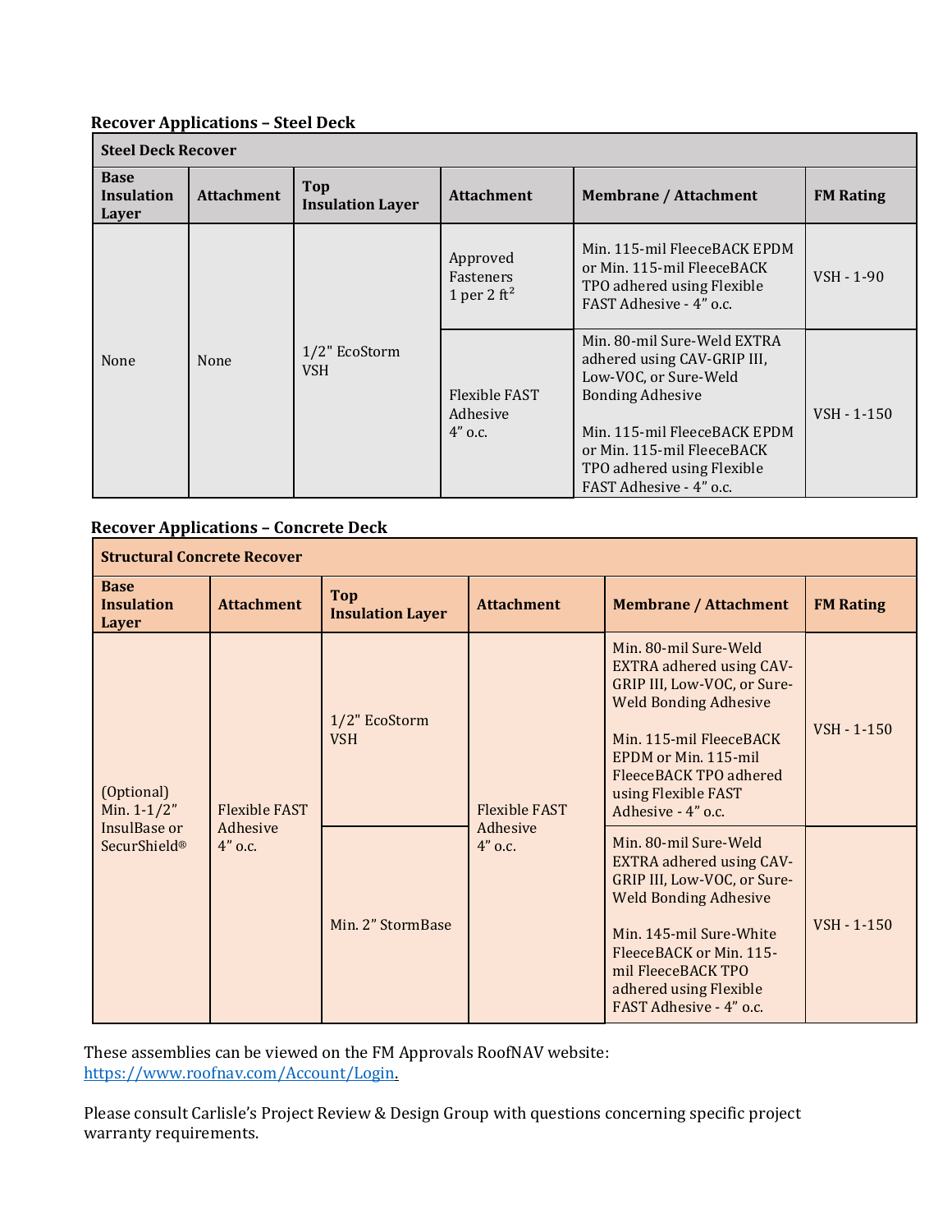**Recover Applications – Steel Deck**

| Steel Deck Recover | | | | | |
|---|---|---|---|---|---|
| **Base Insulation Layer** | **Attachment** | **Top Insulation Layer** | **Attachment** | **Membrane / Attachment** | **FM Rating** |
| None | None | 1/2" EcoStorm VSH | Approved Fasteners 1 per 2 ft² | Min. 115-mil FleeceBACK EPDM or Min. 115-mil FleeceBACK TPO adhered using Flexible FAST Adhesive - 4" o.c. | VSH - 1-90 |
| | | | Flexible FAST Adhesive 4" o.c. | Min. 80-mil Sure-Weld EXTRA adhered using CAV-GRIP III, Low-VOC, or Sure-Weld Bonding Adhesive<br><br>Min. 115-mil FleeceBACK EPDM or Min. 115-mil FleeceBACK TPO adhered using Flexible FAST Adhesive - 4" o.c. | VSH - 1-150 |

**Recover Applications – Concrete Deck**

| Structural Concrete Recover | | | | | |
|---|---|---|---|---|---|
| **Base Insulation Layer** | **Attachment** | **Top Insulation Layer** | **Attachment** | **Membrane / Attachment** | **FM Rating** |
| (Optional) Min. 1-1/2" InsulBase or SecurShield® | Flexible FAST Adhesive 4" o.c. | 1/2" EcoStorm VSH | Flexible FAST Adhesive 4" o.c. | Min. 80-mil Sure-Weld EXTRA adhered using CAV-GRIP III, Low-VOC, or Sure-Weld Bonding Adhesive<br><br>Min. 115-mil FleeceBACK EPDM or Min. 115-mil FleeceBACK TPO adhered using Flexible FAST Adhesive - 4" o.c. | VSH - 1-150 |
| | | Min. 2" StormBase | | Min. 80-mil Sure-Weld EXTRA adhered using CAV-GRIP III, Low-VOC, or Sure-Weld Bonding Adhesive<br><br>Min. 145-mil Sure-White FleeceBACK or Min. 115-mil FleeceBACK TPO adhered using Flexible FAST Adhesive - 4" o.c. | VSH - 1-150 |

These assemblies can be viewed on the FM Approvals RoofNAV website: https://www.roofnav.com/Account/Login.

Please consult Carlisle's Project Review & Design Group with questions concerning specific project warranty requirements.